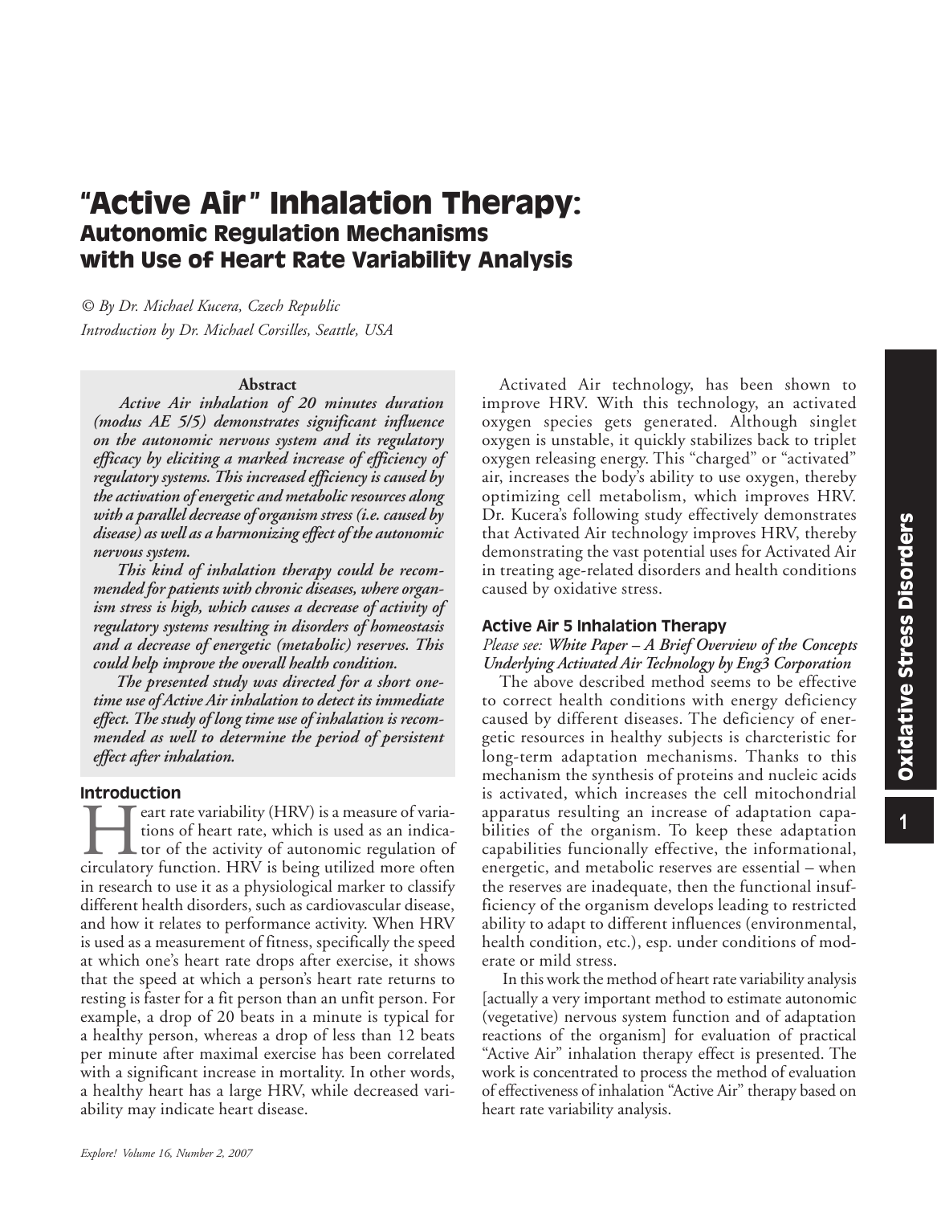# "Active Air" Inhalation Therapy:
## Autonomic Regulation Mechanisms with Use of Heart Rate Variability Analysis

*© By Dr. Michael Kucera, Czech Republic*
*Introduction by Dr. Michael Corsilles, Seattle, USA*

**Abstract**

***Active Air inhalation of 20 minutes duration (modus AE 5/5) demonstrates significant influence on the autonomic nervous system and its regulatory efficacy by eliciting a marked increase of efficiency of regulatory systems. This increased efficiency is caused by the activation of energetic and metabolic resources along with a parallel decrease of organism stress (i.e. caused by disease) as well as a harmonizing effect of the autonomic nervous system.***

***This kind of inhalation therapy could be recommended for patients with chronic diseases, where organism stress is high, which causes a decrease of activity of regulatory systems resulting in disorders of homeostasis and a decrease of energetic (metabolic) reserves. This could help improve the overall health condition.***

***The presented study was directed for a short one-time use of Active Air inhalation to detect its immediate effect. The study of long time use of inhalation is recommended as well to determine the period of persistent effect after inhalation.***

### Introduction

Heart rate variability (HRV) is a measure of variations of heart rate, which is used as an indicator of the activity of autonomic regulation of circulatory function. HRV is being utilized more often in research to use it as a physiological marker to classify different health disorders, such as cardiovascular disease, and how it relates to performance activity. When HRV is used as a measurement of fitness, specifically the speed at which one's heart rate drops after exercise, it shows that the speed at which a person's heart rate returns to resting is faster for a fit person than an unfit person. For example, a drop of 20 beats in a minute is typical for a healthy person, whereas a drop of less than 12 beats per minute after maximal exercise has been correlated with a significant increase in mortality. In other words, a healthy heart has a large HRV, while decreased variability may indicate heart disease.

Activated Air technology, has been shown to improve HRV. With this technology, an activated oxygen species gets generated. Although singlet oxygen is unstable, it quickly stabilizes back to triplet oxygen releasing energy. This "charged" or "activated" air, increases the body's ability to use oxygen, thereby optimizing cell metabolism, which improves HRV. Dr. Kucera's following study effectively demonstrates that Activated Air technology improves HRV, thereby demonstrating the vast potential uses for Activated Air in treating age-related disorders and health conditions caused by oxidative stress.

### Active Air 5 Inhalation Therapy

*Please see:* ***White Paper – A Brief Overview of the Concepts Underlying Activated Air Technology by Eng3 Corporation***

The above described method seems to be effective to correct health conditions with energy deficiency caused by different diseases. The deficiency of energetic resources in healthy subjects is charcteristic for long-term adaptation mechanisms. Thanks to this mechanism the synthesis of proteins and nucleic acids is activated, which increases the cell mitochondrial apparatus resulting an increase of adaptation capabilities of the organism. To keep these adaptation capabilities funcionally effective, the informational, energetic, and metabolic reserves are essential – when the reserves are inadequate, then the functional insufficiency of the organism develops leading to restricted ability to adapt to different influences (environmental, health condition, etc.), esp. under conditions of moderate or mild stress.

In this work the method of heart rate variability analysis [actually a very important method to estimate autonomic (vegetative) nervous system function and of adaptation reactions of the organism] for evaluation of practical "Active Air" inhalation therapy effect is presented. The work is concentrated to process the method of evaluation of effectiveness of inhalation "Active Air" therapy based on heart rate variability analysis.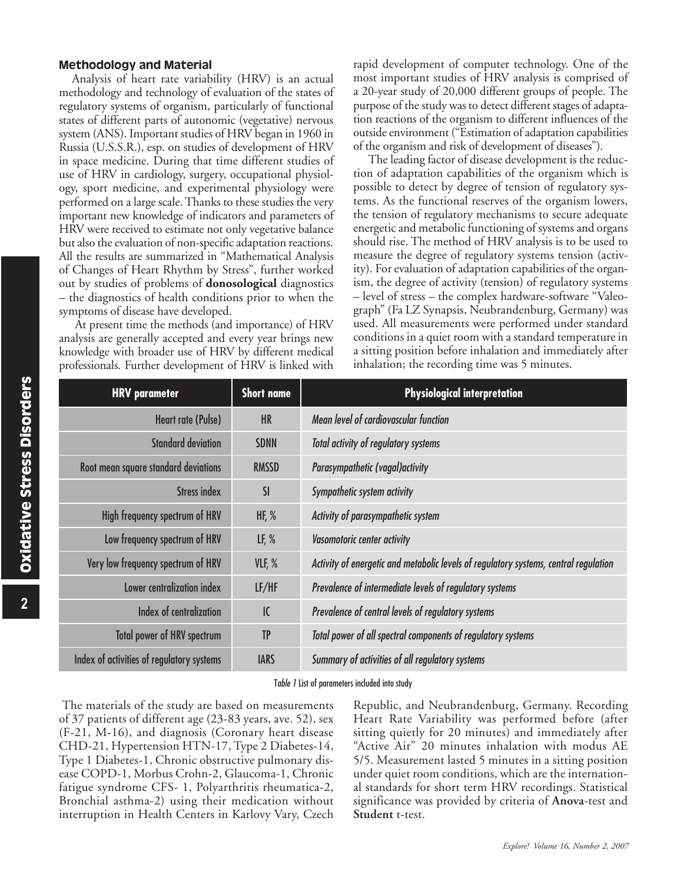### Methodology and Material

Analysis of heart rate variability (HRV) is an actual methodology and technology of evaluation of the states of regulatory systems of organism, particularly of functional states of different parts of autonomic (vegetative) nervous system (ANS). Important studies of HRV began in 1960 in Russia (U.S.S.R.), esp. on studies of development of HRV in space medicine. During that time different studies of use of HRV in cardiology, surgery, occupational physiology, sport medicine, and experimental physiology were performed on a large scale. Thanks to these studies the very important new knowledge of indicators and parameters of HRV were received to estimate not only vegetative balance but also the evaluation of non-specific adaptation reactions. All the results are summarized in "Mathematical Analysis of Changes of Heart Rhythm by Stress", further worked out by studies of problems of **donosological** diagnostics – the diagnostics of health conditions prior to when the symptoms of disease have developed.

At present time the methods (and importance) of HRV analysis are generally accepted and every year brings new knowledge with broader use of HRV by different medical professionals. Further development of HRV is linked with rapid development of computer technology. One of the most important studies of HRV analysis is comprised of a 20-year study of 20,000 different groups of people. The purpose of the study was to detect different stages of adaptation reactions of the organism to different influences of the outside environment ("Estimation of adaptation capabilities of the organism and risk of development of diseases").

The leading factor of disease development is the reduction of adaptation capabilities of the organism which is possible to detect by degree of tension of regulatory systems. As the functional reserves of the organism lowers, the tension of regulatory mechanisms to secure adequate energetic and metabolic functioning of systems and organs should rise. The method of HRV analysis is to be used to measure the degree of regulatory systems tension (activity). For evaluation of adaptation capabilities of the organism, the degree of activity (tension) of regulatory systems – level of stress – the complex hardware-software "Valeograph" (Fa LZ Synapsis, Neubrandenburg, Germany) was used. All measurements were performed under standard conditions in a quiet room with a standard temperature in a sitting position before inhalation and immediately after inhalation; the recording time was 5 minutes.

| HRV parameter | Short name | Physiological interpretation |
|---|---|---|
| Heart rate (Pulse) | HR | *Mean level of cardiovascular function* |
| Standard deviation | SDNN | *Total activity of regulatory systems* |
| Root mean square standard deviations | RMSSD | *Parasympathetic (vagal)activity* |
| Stress index | SI | *Sympathetic system activity* |
| High frequency spectrum of HRV | HF, % | *Activity of parasympathetic system* |
| Low frequency spectrum of HRV | LF, % | *Vasomotoric center activity* |
| Very low frequency spectrum of HRV | VLF, % | *Activity of energetic and metabolic levels of regulatory systems, central regulation* |
| Lower centralization index | LF/HF | *Prevalence of intermediate levels of regulatory systems* |
| Index of centralization | IC | *Prevalence of central levels of regulatory systems* |
| Total power of HRV spectrum | TP | *Total power of all spectral components of regulatory systems* |
| Index of activities of regulatory systems | IARS | *Summary of activities of all regulatory systems* |

*Table 1* List of parameters included into study

The materials of the study are based on measurements of 37 patients of different age (23-83 years, ave. 52), sex (F-21, M-16), and diagnosis (Coronary heart disease CHD-21, Hypertension HTN-17, Type 2 Diabetes-14, Type 1 Diabetes-1, Chronic obstructive pulmonary disease COPD-1, Morbus Crohn-2, Glaucoma-1, Chronic fatigue syndrome CFS- 1, Polyarthritis rheumatica-2, Bronchial asthma-2) using their medication without interruption in Health Centers in Karlovy Vary, Czech Republic, and Neubrandenburg, Germany. Recording Heart Rate Variability was performed before (after sitting quietly for 20 minutes) and immediately after "Active Air" 20 minutes inhalation with modus AE 5/5. Measurement lasted 5 minutes in a sitting position under quiet room conditions, which are the international standards for short term HRV recordings. Statistical significance was provided by criteria of **Anova**-test and **Student** t-test.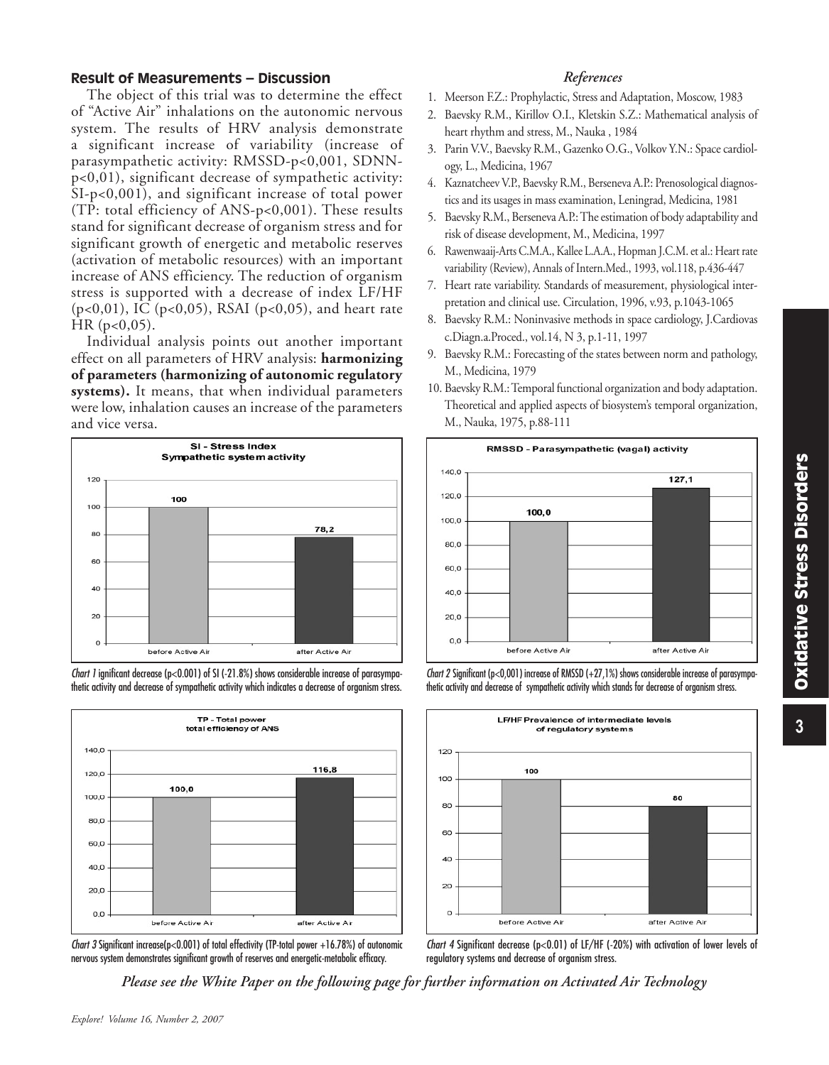## Result of Measurements – Discussion

The object of this trial was to determine the effect of "Active Air" inhalations on the autonomic nervous system. The results of HRV analysis demonstrate a significant increase of variability (increase of parasympathetic activity: RMSSD-p<0,001, SDNN-p<0,01), significant decrease of sympathetic activity: SI-p<0,001), and significant increase of total power (TP: total efficiency of ANS-p<0,001). These results stand for significant decrease of organism stress and for significant growth of energetic and metabolic reserves (activation of metabolic resources) with an important increase of ANS efficiency. The reduction of organism stress is supported with a decrease of index LF/HF (p<0,01), IC (p<0,05), RSAI (p<0,05), and heart rate HR (p<0,05).

Individual analysis points out another important effect on all parameters of HRV analysis: **harmonizing of parameters (harmonizing of autonomic regulatory systems).** It means, that when individual parameters were low, inhalation causes an increase of the parameters and vice versa.

SI - Stress Index
Sympathetic system activity

100

78,2

before Active Air

after Active Air

*Chart 1* ignificant decrease (p<0.001) of SI (-21.8%) shows considerable increase of parasympathetic activity and decrease of sympathetic activity which indicates a decrease of organism stress.

TP - Total power
total efficiency of ANS

100,0

116,8

before Active Air

after Active Air

*Chart 3* Significant increase(p<0.001) of total effectivity (TP-total power +16.78%) of autonomic nervous system demonstrates significant growth of reserves and energetic-metabolic efficacy.

### *References*

1. Meerson F.Z.: Prophylactic, Stress and Adaptation, Moscow, 1983
2. Baevsky R.M., Kirillov O.I., Kletskin S.Z.: Mathematical analysis of heart rhythm and stress, M., Nauka , 1984
3. Parin V.V., Baevsky R.M., Gazenko O.G., Volkov Y.N.: Space cardiology, L., Medicina, 1967
4. Kaznatcheev V.P., Baevsky R.M., Berseneva A.P.: Prenosological diagnostics and its usages in mass examination, Leningrad, Medicina, 1981
5. Baevsky R.M., Berseneva A.P.: The estimation of body adaptability and risk of disease development, M., Medicina, 1997
6. Rawenwaaij-Arts C.M.A., Kallee L.A.A., Hopman J.C.M. et al.: Heart rate variability (Review), Annals of Intern.Med., 1993, vol.118, p.436-447
7. Heart rate variability. Standards of measurement, physiological interpretation and clinical use. Circulation, 1996, v.93, p.1043-1065
8. Baevsky R.M.: Noninvasive methods in space cardiology, J.Cardiovas c.Diagn.a.Proced., vol.14, N 3, p.1-11, 1997
9. Baevsky R.M.: Forecasting of the states between norm and pathology, M., Medicina, 1979
10. Baevsky R.M.: Temporal functional organization and body adaptation. Theoretical and applied aspects of biosystem's temporal organization, M., Nauka, 1975, p.88-111

RMSSD - Parasympathetic (vagal) activity

100,0

127,1

before Active Air

after Active Air

*Chart 2* Significant (p<0,001) increase of RMSSD (+27,1%) shows considerable increase of parasympathetic activity and decrease of sympathetic activity which stands for decrease of organism stress.

LF/HF Prevalence of intermediate levels
of regulatory systems

100

80

before Active Air

after Active Air

*Chart 4* Significant decrease (p<0.01) of LF/HF (-20%) with activation of lower levels of regulatory systems and decrease of organism stress.

***Please see the White Paper on the following page for further information on Activated Air Technology***